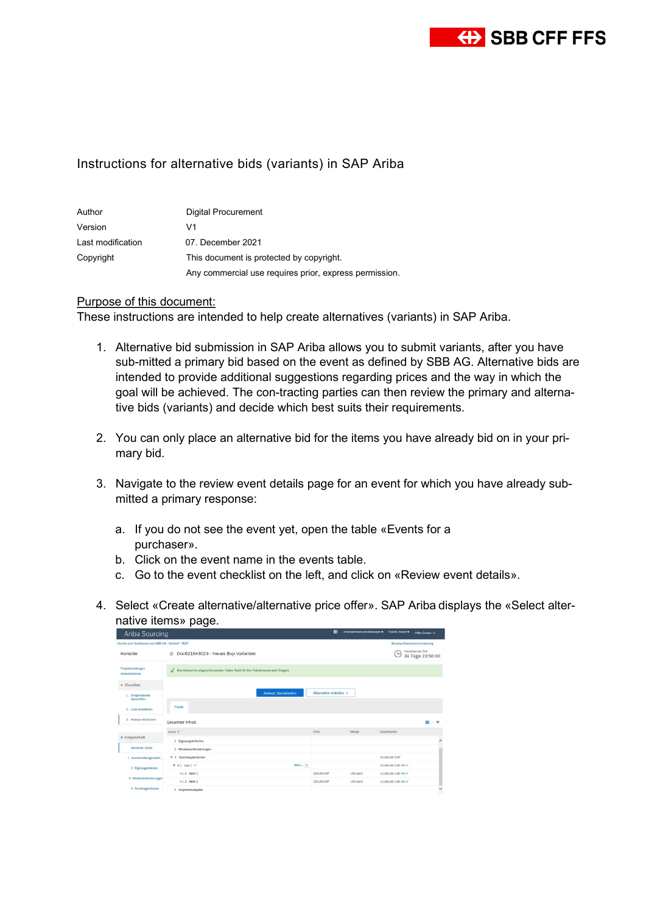Instructions for alternative bids (variants) in SAP Ariba

| | |
|---|---|
| Author | Digital Procurement |
| Version | V1 |
| Last modification | 07. December 2021 |
| Copyright | This document is protected by copyright. Any commercial use requires prior, express permission. |

Purpose of this document:

These instructions are intended to help create alternatives (variants) in SAP Ariba.

1. Alternative bid submission in SAP Ariba allows you to submit variants, after you have sub-mitted a primary bid based on the event as defined by SBB AG. Alternative bids are intended to provide additional suggestions regarding prices and the way in which the goal will be achieved. The con-tracting parties can then review the primary and alterna-tive bids (variants) and decide which best suits their requirements.

2. You can only place an alternative bid for the items you have already bid on in your pri-mary bid.

3. Navigate to the review event details page for an event for which you have already sub-mitted a primary response:

   a. If you do not see the event yet, open the table «Events for a purchaser».
   b. Click on the event name in the events table.
   c. Go to the event checklist on the left, and click on «Review event details».

4. Select «Create alternative/alternative price offer». SAP Ariba displays the «Select alter-native items» page.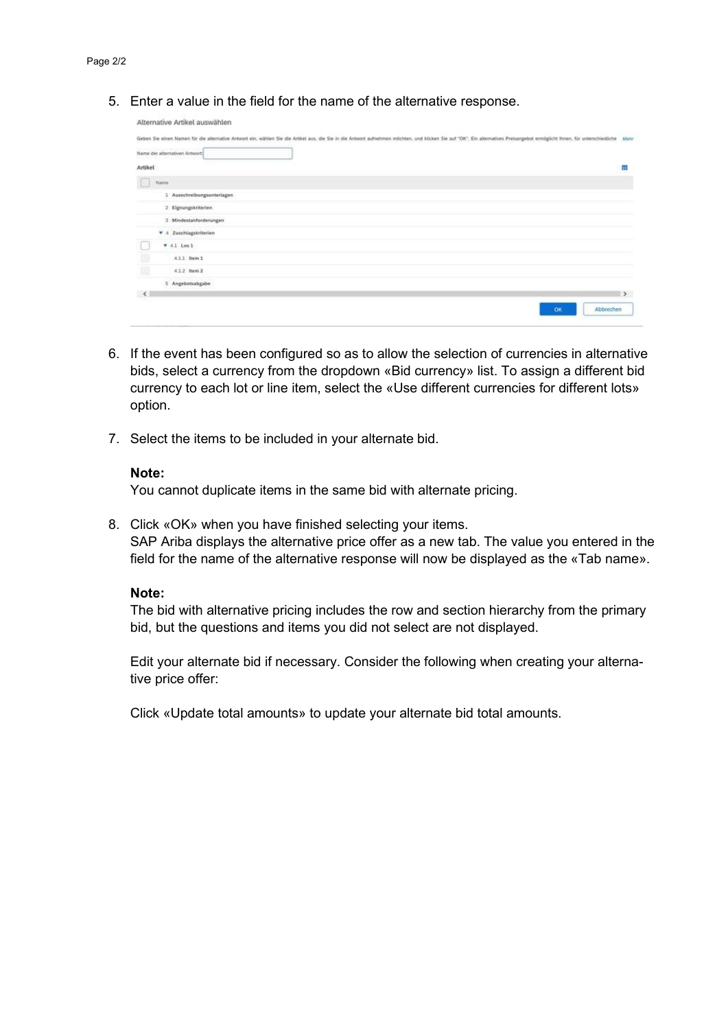5. Enter a value in the field for the name of the alternative response.

6. If the event has been configured so as to allow the selection of currencies in alternative bids, select a currency from the dropdown «Bid currency» list. To assign a different bid currency to each lot or line item, select the «Use different currencies for different lots» option.

7. Select the items to be included in your alternate bid.

   **Note:**
   You cannot duplicate items in the same bid with alternate pricing.

8. Click «OK» when you have finished selecting your items.
   SAP Ariba displays the alternative price offer as a new tab. The value you entered in the field for the name of the alternative response will now be displayed as the «Tab name».

   **Note:**
   The bid with alternative pricing includes the row and section hierarchy from the primary bid, but the questions and items you did not select are not displayed.

   Edit your alternate bid if necessary. Consider the following when creating your alternative price offer:

   Click «Update total amounts» to update your alternate bid total amounts.